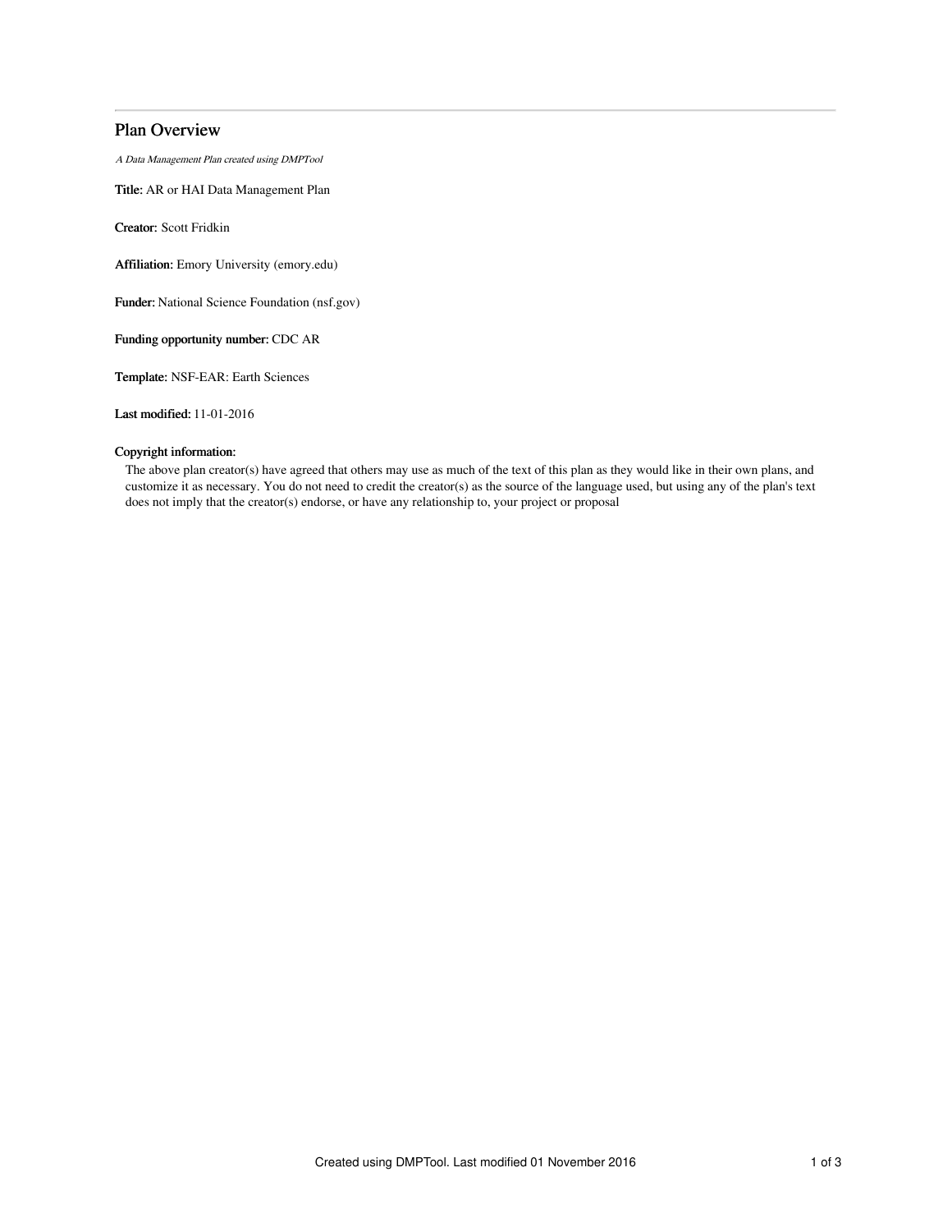# Plan Overview

*A Data Management Plan created using DMPTool*

**Title:** AR or HAI Data Management Plan

**Creator:** Scott Fridkin

**Affiliation:** Emory University (emory.edu)

**Funder:** National Science Foundation (nsf.gov)

**Funding opportunity number:** CDC AR

**Template:** NSF-EAR: Earth Sciences

**Last modified:** 11-01-2016

**Copyright information:**

The above plan creator(s) have agreed that others may use as much of the text of this plan as they would like in their own plans, and customize it as necessary. You do not need to credit the creator(s) as the source of the language used, but using any of the plan's text does not imply that the creator(s) endorse, or have any relationship to, your project or proposal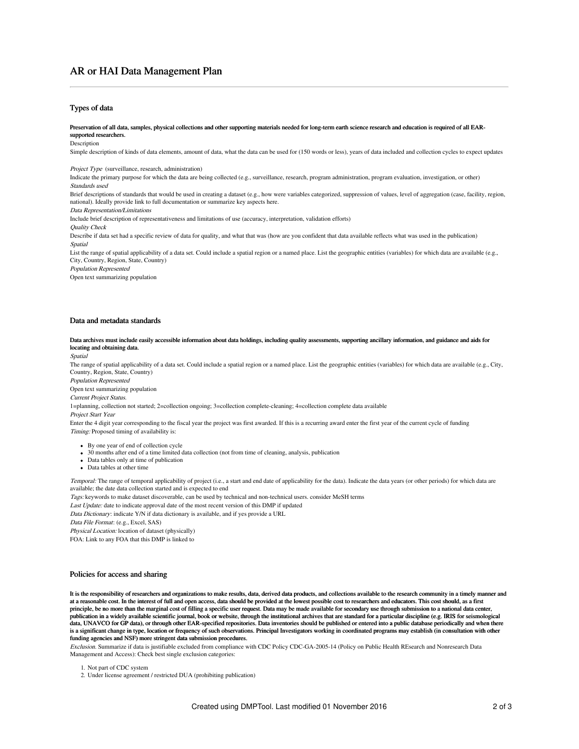# AR or HAI Data Management Plan

## Types of data

**Preservation of all data, samples, physical collections and other supporting materials needed for long-term earth science research and education is required of all EAR-supported researchers.**

Description

Simple description of kinds of data elements, amount of data, what the data can be used for (150 words or less), years of data included and collection cycles to expect updates

*Project Type* (surveillance, research, administration)

Indicate the primary purpose for which the data are being collected (e.g., surveillance, research, program administration, program evaluation, investigation, or other)

*Standards used*

Brief descriptions of standards that would be used in creating a dataset (e.g., how were variables categorized, suppression of values, level of aggregation (case, facility, region, national). Ideally provide link to full documentation or summarize key aspects here.

*Data Representation/Limitations*

Include brief description of representativeness and limitations of use (accuracy, interpretation, validation efforts)

*Quality Check*

Describe if data set had a specific review of data for quality, and what that was (how are you confident that data available reflects what was used in the publication)

*Spatial*

List the range of spatial applicability of a data set. Could include a spatial region or a named place. List the geographic entities (variables) for which data are available (e.g., City, Country, Region, State, Country)

*Population Represented*

Open text summarizing population

## Data and metadata standards

**Data archives must include easily accessible information about data holdings, including quality assessments, supporting ancillary information, and guidance and aids for locating and obtaining data.**

*Spatial*

The range of spatial applicability of a data set. Could include a spatial region or a named place. List the geographic entities (variables) for which data are available (e.g., City, Country, Region, State, Country)

*Population Represented*

Open text summarizing population

*Current Project Status.*

1=planning, collection not started; 2=collection ongoing; 3=collection complete-cleaning; 4=collection complete data available

*Project Start Year*

Enter the 4 digit year corresponding to the fiscal year the project was first awarded. If this is a recurring award enter the first year of the current cycle of funding

*Timing:* Proposed timing of availability is:

- By one year of end of collection cycle
- 30 months after end of a time limited data collection (not from time of cleaning, analysis, publication
- Data tables only at time of publication
- Data tables at other time

*Temporal:* The range of temporal applicability of project (i.e., a start and end date of applicability for the data). Indicate the data years (or other periods) for which data are available; the date data collection started and is expected to end

*Tags:* keywords to make dataset discoverable, can be used by technical and non-technical users. consider MeSH terms

*Last Update:* date to indicate approval date of the most recent version of this DMP if updated

*Data Dictionary*: indicate Y/N if data dictionary is available, and if yes provide a URL

*Data File Format*: (e.g., Excel, SAS)

*Physical Location:* location of dataset (physically)

FOA: Link to any FOA that this DMP is linked to

## Policies for access and sharing

**It is the responsibility of researchers and organizations to make results, data, derived data products, and collections available to the research community in a timely manner and at a reasonable cost. In the interest of full and open access, data should be provided at the lowest possible cost to researchers and educators. This cost should, as a first principle, be no more than the marginal cost of filling a specific user request. Data may be made available for secondary use through submission to a national data center, publication in a widely available scientific journal, book or website, through the institutional archives that are standard for a particular discipline (e.g. IRIS for seismological data, UNAVCO for GP data), or through other EAR-specified repositories. Data inventories should be published or entered into a public database periodically and when there is a significant change in type, location or frequency of such observations. Principal Investigators working in coordinated programs may establish (in consultation with other funding agencies and NSF) more stringent data submission procedures.**

*Exclusion.* Summarize if data is justifiable excluded from compliance with CDC Policy CDC-GA-2005-14 (Policy on Public Health REsearch and Nonresearch Data Management and Access): Check best single exclusion categories:

1. Not part of CDC system
2. Under license agreement / restricted DUA (prohibiting publication)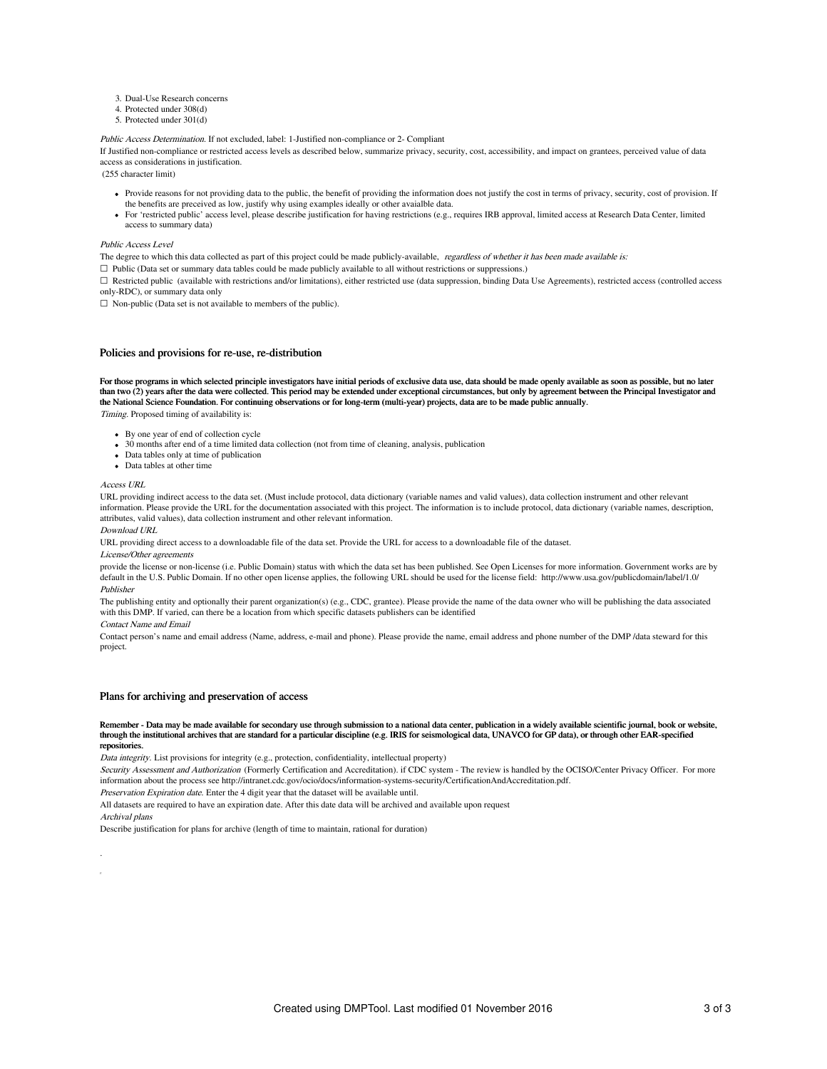3. Dual-Use Research concerns
4. Protected under 308(d)
5. Protected under 301(d)

*Public Access Determination.* If not excluded, label: 1-Justified non-compliance or 2- Compliant

If Justified non-compliance or restricted access levels as described below, summarize privacy, security, cost, accessibility, and impact on grantees, perceived value of data access as considerations in justification.

(255 character limit)

- Provide reasons for not providing data to the public, the benefit of providing the information does not justify the cost in terms of privacy, security, cost of provision. If the benefits are preceived as low, justify why using examples ideally or other avaialble data.
- For 'restricted public' access level, please describe justification for having restrictions (e.g., requires IRB approval, limited access at Research Data Center, limited access to summary data)

*Public Access Level*

The degree to which this data collected as part of this project could be made publicly-available, *regardless of whether it has been made available is:*

☐ Public (Data set or summary data tables could be made publicly available to all without restrictions or suppressions.)

☐ Restricted public (available with restrictions and/or limitations), either restricted use (data suppression, binding Data Use Agreements), restricted access (controlled access only-RDC), or summary data only

☐ Non-public (Data set is not available to members of the public).

## Policies and provisions for re-use, re-distribution

**For those programs in which selected principle investigators have initial periods of exclusive data use, data should be made openly available as soon as possible, but no later than two (2) years after the data were collected. This period may be extended under exceptional circumstances, but only by agreement between the Principal Investigator and the National Science Foundation. For continuing observations or for long-term (multi-year) projects, data are to be made public annually.**

*Timing.* Proposed timing of availability is:

- By one year of end of collection cycle
- 30 months after end of a time limited data collection (not from time of cleaning, analysis, publication
- Data tables only at time of publication
- Data tables at other time

*Access URL*

URL providing indirect access to the data set. (Must include protocol, data dictionary (variable names and valid values), data collection instrument and other relevant information. Please provide the URL for the documentation associated with this project. The information is to include protocol, data dictionary (variable names, description, attributes, valid values), data collection instrument and other relevant information.

*Download URL*

URL providing direct access to a downloadable file of the data set. Provide the URL for access to a downloadable file of the dataset.

*License/Other agreements*

provide the license or non-license (i.e. Public Domain) status with which the data set has been published. See Open Licenses for more information. Government works are by default in the U.S. Public Domain. If no other open license applies, the following URL should be used for the license field: http://www.usa.gov/publicdomain/label/1.0/

*Publisher*

The publishing entity and optionally their parent organization(s) (e.g., CDC, grantee). Please provide the name of the data owner who will be publishing the data associated with this DMP. If varied, can there be a location from which specific datasets publishers can be identified

*Contact Name and Email*

Contact person's name and email address (Name, address, e-mail and phone). Please provide the name, email address and phone number of the DMP /data steward for this project.

## Plans for archiving and preservation of access

**Remember - Data may be made available for secondary use through submission to a national data center, publication in a widely available scientific journal, book or website, through the institutional archives that are standard for a particular discipline (e.g. IRIS for seismological data, UNAVCO for GP data), or through other EAR-specified repositories.**

*Data integrity.* List provisions for integrity (e.g., protection, confidentiality, intellectual property)

*Security Assessment and Authorization* (Formerly Certification and Accreditation). if CDC system - The review is handled by the OCISO/Center Privacy Officer. For more information about the process see http://intranet.cdc.gov/ocio/docs/information-systems-security/CertificationAndAccreditation.pdf.

*Preservation Expiration date.* Enter the 4 digit year that the dataset will be available until.

All datasets are required to have an expiration date. After this date data will be archived and available upon request

*Archival plans*

Describe justification for plans for archive (length of time to maintain, rational for duration)

Created using DMPTool. Last modified 01 November 2016